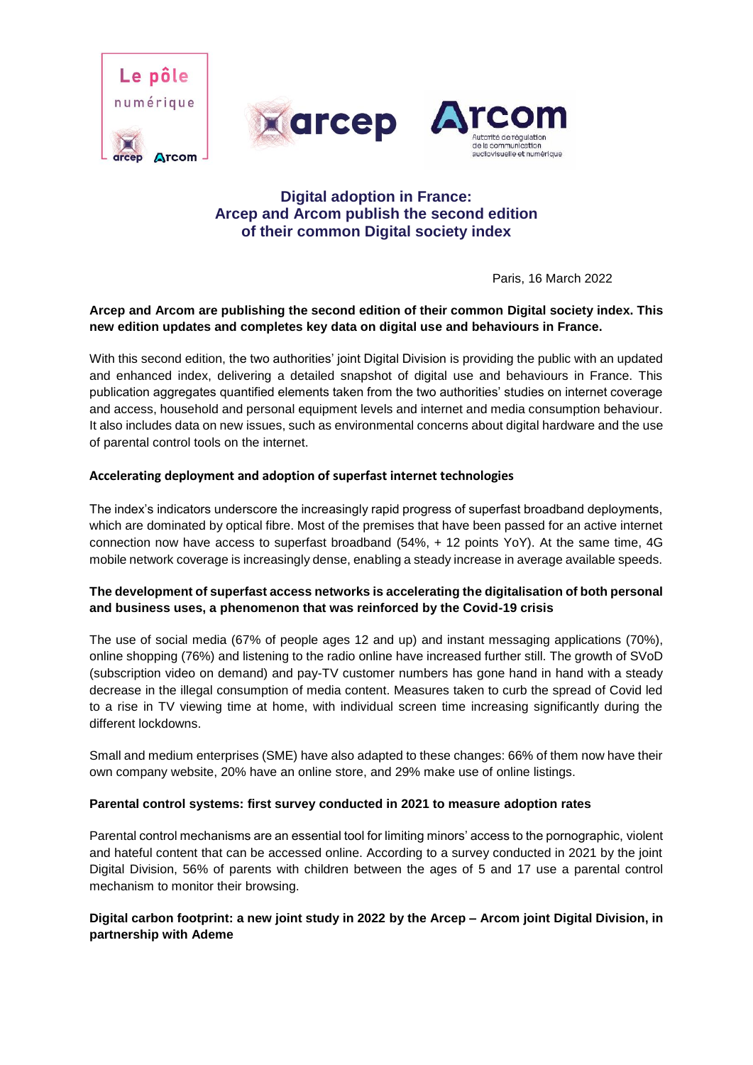# Digital adoption in France: Arcep and Arcom publish the second edition of their common Digital society index

Paris, 16 March 2022

**Arcep and Arcom are publishing the second edition of their common Digital society index. This new edition updates and completes key data on digital use and behaviours in France.**

With this second edition, the two authorities' joint Digital Division is providing the public with an updated and enhanced index, delivering a detailed snapshot of digital use and behaviours in France. This publication aggregates quantified elements taken from the two authorities' studies on internet coverage and access, household and personal equipment levels and internet and media consumption behaviour. It also includes data on new issues, such as environmental concerns about digital hardware and the use of parental control tools on the internet.

**Accelerating deployment and adoption of superfast internet technologies**

The index's indicators underscore the increasingly rapid progress of superfast broadband deployments, which are dominated by optical fibre. Most of the premises that have been passed for an active internet connection now have access to superfast broadband (54%, + 12 points YoY). At the same time, 4G mobile network coverage is increasingly dense, enabling a steady increase in average available speeds.

**The development of superfast access networks is accelerating the digitalisation of both personal and business uses, a phenomenon that was reinforced by the Covid-19 crisis**

The use of social media (67% of people ages 12 and up) and instant messaging applications (70%), online shopping (76%) and listening to the radio online have increased further still. The growth of SVoD (subscription video on demand) and pay-TV customer numbers has gone hand in hand with a steady decrease in the illegal consumption of media content. Measures taken to curb the spread of Covid led to a rise in TV viewing time at home, with individual screen time increasing significantly during the different lockdowns.

Small and medium enterprises (SME) have also adapted to these changes: 66% of them now have their own company website, 20% have an online store, and 29% make use of online listings.

**Parental control systems: first survey conducted in 2021 to measure adoption rates**

Parental control mechanisms are an essential tool for limiting minors' access to the pornographic, violent and hateful content that can be accessed online. According to a survey conducted in 2021 by the joint Digital Division, 56% of parents with children between the ages of 5 and 17 use a parental control mechanism to monitor their browsing.

**Digital carbon footprint: a new joint study in 2022 by the Arcep – Arcom joint Digital Division, in partnership with Ademe**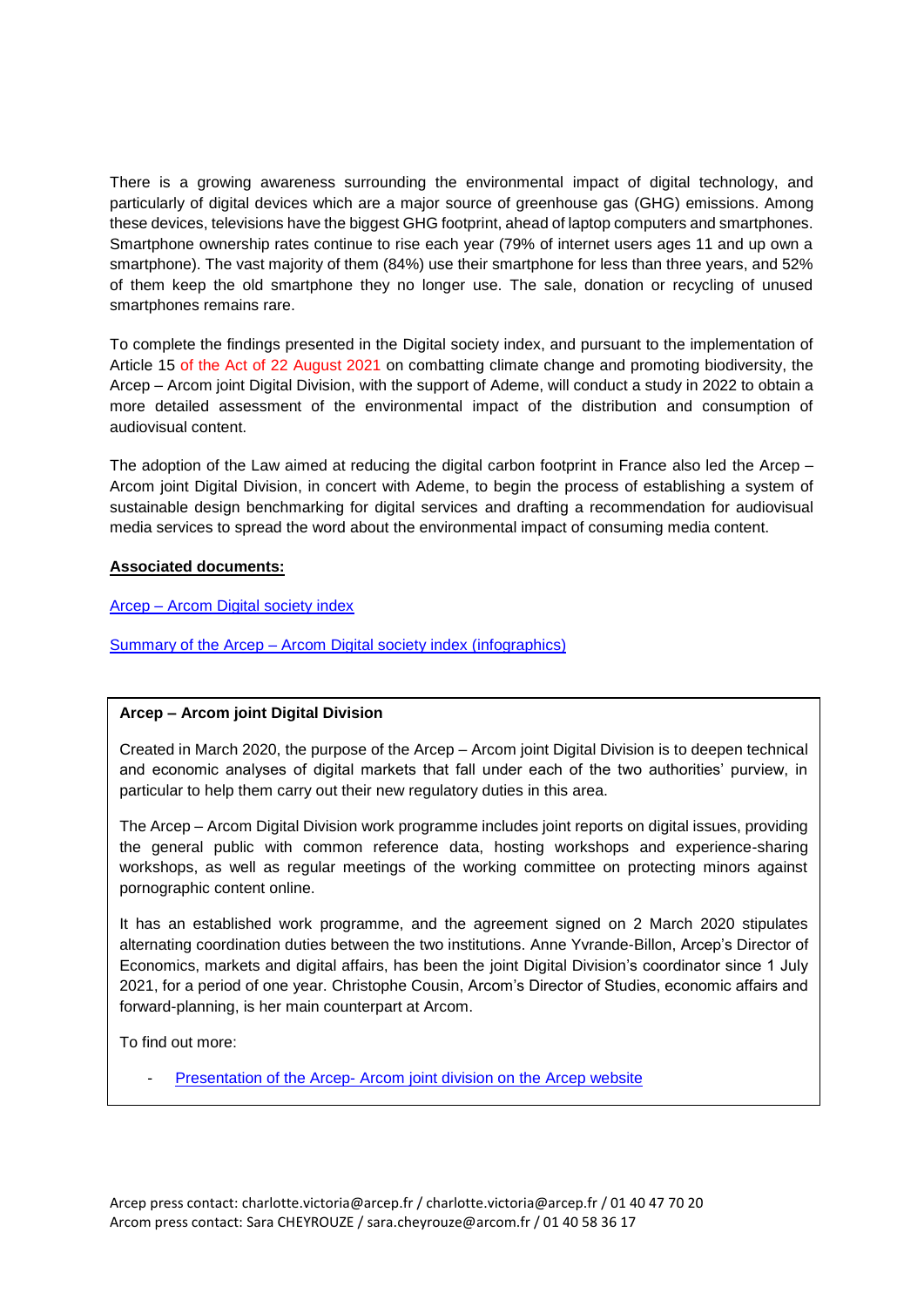There is a growing awareness surrounding the environmental impact of digital technology, and particularly of digital devices which are a major source of greenhouse gas (GHG) emissions. Among these devices, televisions have the biggest GHG footprint, ahead of laptop computers and smartphones. Smartphone ownership rates continue to rise each year (79% of internet users ages 11 and up own a smartphone). The vast majority of them (84%) use their smartphone for less than three years, and 52% of them keep the old smartphone they no longer use. The sale, donation or recycling of unused smartphones remains rare.

To complete the findings presented in the Digital society index, and pursuant to the implementation of Article 15 of the Act of 22 August 2021 on combatting climate change and promoting biodiversity, the Arcep – Arcom joint Digital Division, with the support of Ademe, will conduct a study in 2022 to obtain a more detailed assessment of the environmental impact of the distribution and consumption of audiovisual content.

The adoption of the Law aimed at reducing the digital carbon footprint in France also led the Arcep – Arcom joint Digital Division, in concert with Ademe, to begin the process of establishing a system of sustainable design benchmarking for digital services and drafting a recommendation for audiovisual media services to spread the word about the environmental impact of consuming media content.

**Associated documents:**

Arcep – Arcom Digital society index

Summary of the Arcep – Arcom Digital society index (infographics)

**Arcep – Arcom joint Digital Division**

Created in March 2020, the purpose of the Arcep – Arcom joint Digital Division is to deepen technical and economic analyses of digital markets that fall under each of the two authorities' purview, in particular to help them carry out their new regulatory duties in this area.

The Arcep – Arcom Digital Division work programme includes joint reports on digital issues, providing the general public with common reference data, hosting workshops and experience-sharing workshops, as well as regular meetings of the working committee on protecting minors against pornographic content online.

It has an established work programme, and the agreement signed on 2 March 2020 stipulates alternating coordination duties between the two institutions. Anne Yvrande-Billon, Arcep's Director of Economics, markets and digital affairs, has been the joint Digital Division's coordinator since 1 July 2021, for a period of one year. Christophe Cousin, Arcom's Director of Studies, economic affairs and forward-planning, is her main counterpart at Arcom.

To find out more:

- Presentation of the Arcep- Arcom joint division on the Arcep website

Arcep press contact: charlotte.victoria@arcep.fr / charlotte.victoria@arcep.fr / 01 40 47 70 20
Arcom press contact: Sara CHEYROUZE / sara.cheyrouze@arcom.fr / 01 40 58 36 17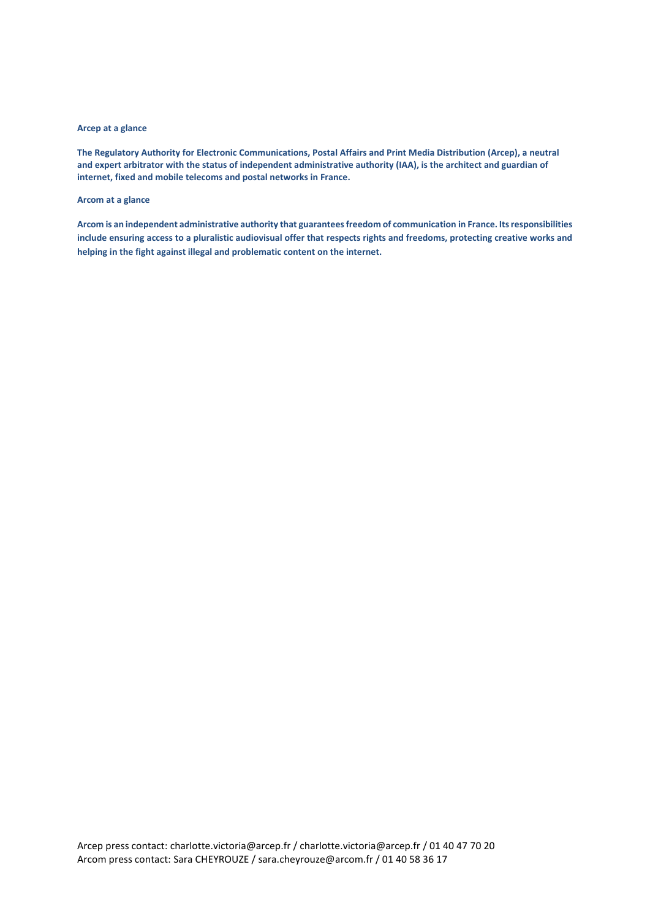**Arcep at a glance**

**The Regulatory Authority for Electronic Communications, Postal Affairs and Print Media Distribution (Arcep), a neutral and expert arbitrator with the status of independent administrative authority (IAA), is the architect and guardian of internet, fixed and mobile telecoms and postal networks in France.**

**Arcom at a glance**

**Arcom is an independent administrative authority that guarantees freedom of communication in France. Its responsibilities include ensuring access to a pluralistic audiovisual offer that respects rights and freedoms, protecting creative works and helping in the fight against illegal and problematic content on the internet.**

Arcep press contact: charlotte.victoria@arcep.fr / charlotte.victoria@arcep.fr / 01 40 47 70 20
Arcom press contact: Sara CHEYROUZE / sara.cheyrouze@arcom.fr / 01 40 58 36 17